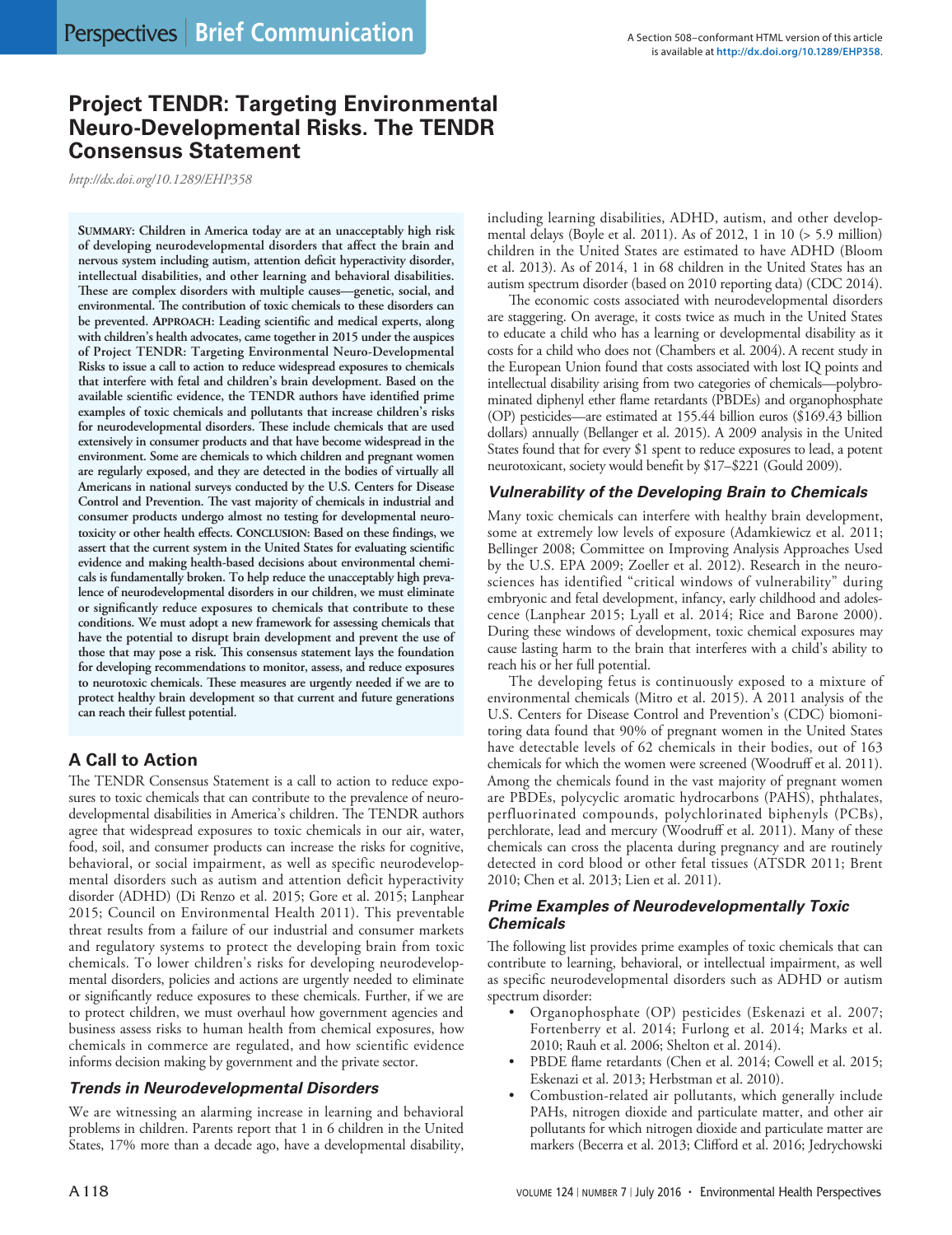# Project TENDR: Targeting Environmental Neuro-Developmental Risks. The TENDR Consensus Statement

*http://dx.doi.org/10.1289/EHP358*

**SUMMARY: Children in America today are at an unacceptably high risk of developing neurodevelopmental disorders that affect the brain and nervous system including autism, attention deficit hyperactivity disorder, intellectual disabilities, and other learning and behavioral disabilities. These are complex disorders with multiple causes—genetic, social, and environmental. The contribution of toxic chemicals to these disorders can be prevented. APPROACH: Leading scientific and medical experts, along with children's health advocates, came together in 2015 under the auspices of Project TENDR: Targeting Environmental Neuro-Developmental Risks to issue a call to action to reduce widespread exposures to chemicals that interfere with fetal and children's brain development. Based on the available scientific evidence, the TENDR authors have identified prime examples of toxic chemicals and pollutants that increase children's risks for neurodevelopmental disorders. These include chemicals that are used extensively in consumer products and that have become widespread in the environment. Some are chemicals to which children and pregnant women are regularly exposed, and they are detected in the bodies of virtually all Americans in national surveys conducted by the U.S. Centers for Disease Control and Prevention. The vast majority of chemicals in industrial and consumer products undergo almost no testing for developmental neurotoxicity or other health effects. CONCLUSION: Based on these findings, we assert that the current system in the United States for evaluating scientific evidence and making health-based decisions about environmental chemicals is fundamentally broken. To help reduce the unacceptably high prevalence of neurodevelopmental disorders in our children, we must eliminate or significantly reduce exposures to chemicals that contribute to these conditions. We must adopt a new framework for assessing chemicals that have the potential to disrupt brain development and prevent the use of those that may pose a risk. This consensus statement lays the foundation for developing recommendations to monitor, assess, and reduce exposures to neurotoxic chemicals. These measures are urgently needed if we are to protect healthy brain development so that current and future generations can reach their fullest potential.**

## A Call to Action

The TENDR Consensus Statement is a call to action to reduce exposures to toxic chemicals that can contribute to the prevalence of neurodevelopmental disabilities in America's children. The TENDR authors agree that widespread exposures to toxic chemicals in our air, water, food, soil, and consumer products can increase the risks for cognitive, behavioral, or social impairment, as well as specific neurodevelopmental disorders such as autism and attention deficit hyperactivity disorder (ADHD) (Di Renzo et al. 2015; Gore et al. 2015; Lanphear 2015; Council on Environmental Health 2011). This preventable threat results from a failure of our industrial and consumer markets and regulatory systems to protect the developing brain from toxic chemicals. To lower children's risks for developing neurodevelopmental disorders, policies and actions are urgently needed to eliminate or significantly reduce exposures to these chemicals. Further, if we are to protect children, we must overhaul how government agencies and business assess risks to human health from chemical exposures, how chemicals in commerce are regulated, and how scientific evidence informs decision making by government and the private sector.

### *Trends in Neurodevelopmental Disorders*

We are witnessing an alarming increase in learning and behavioral problems in children. Parents report that 1 in 6 children in the United States, 17% more than a decade ago, have a developmental disability, including learning disabilities, ADHD, autism, and other developmental delays (Boyle et al. 2011). As of 2012, 1 in 10 (> 5.9 million) children in the United States are estimated to have ADHD (Bloom et al. 2013). As of 2014, 1 in 68 children in the United States has an autism spectrum disorder (based on 2010 reporting data) (CDC 2014).

The economic costs associated with neurodevelopmental disorders are staggering. On average, it costs twice as much in the United States to educate a child who has a learning or developmental disability as it costs for a child who does not (Chambers et al. 2004). A recent study in the European Union found that costs associated with lost IQ points and intellectual disability arising from two categories of chemicals—polybrominated diphenyl ether flame retardants (PBDEs) and organophosphate (OP) pesticides—are estimated at 155.44 billion euros ($169.43 billion dollars) annually (Bellanger et al. 2015). A 2009 analysis in the United States found that for every $1 spent to reduce exposures to lead, a potent neurotoxicant, society would benefit by $17–$221 (Gould 2009).

### *Vulnerability of the Developing Brain to Chemicals*

Many toxic chemicals can interfere with healthy brain development, some at extremely low levels of exposure (Adamkiewicz et al. 2011; Bellinger 2008; Committee on Improving Analysis Approaches Used by the U.S. EPA 2009; Zoeller et al. 2012). Research in the neurosciences has identified "critical windows of vulnerability" during embryonic and fetal development, infancy, early childhood and adolescence (Lanphear 2015; Lyall et al. 2014; Rice and Barone 2000). During these windows of development, toxic chemical exposures may cause lasting harm to the brain that interferes with a child's ability to reach his or her full potential.

The developing fetus is continuously exposed to a mixture of environmental chemicals (Mitro et al. 2015). A 2011 analysis of the U.S. Centers for Disease Control and Prevention's (CDC) biomonitoring data found that 90% of pregnant women in the United States have detectable levels of 62 chemicals in their bodies, out of 163 chemicals for which the women were screened (Woodruff et al. 2011). Among the chemicals found in the vast majority of pregnant women are PBDEs, polycyclic aromatic hydrocarbons (PAHS), phthalates, perfluorinated compounds, polychlorinated biphenyls (PCBs), perchlorate, lead and mercury (Woodruff et al. 2011). Many of these chemicals can cross the placenta during pregnancy and are routinely detected in cord blood or other fetal tissues (ATSDR 2011; Brent 2010; Chen et al. 2013; Lien et al. 2011).

### *Prime Examples of Neurodevelopmentally Toxic Chemicals*

The following list provides prime examples of toxic chemicals that can contribute to learning, behavioral, or intellectual impairment, as well as specific neurodevelopmental disorders such as ADHD or autism spectrum disorder:

- Organophosphate (OP) pesticides (Eskenazi et al. 2007; Fortenberry et al. 2014; Furlong et al. 2014; Marks et al. 2010; Rauh et al. 2006; Shelton et al. 2014).
- PBDE flame retardants (Chen et al. 2014; Cowell et al. 2015; Eskenazi et al. 2013; Herbstman et al. 2010).
- Combustion-related air pollutants, which generally include PAHs, nitrogen dioxide and particulate matter, and other air pollutants for which nitrogen dioxide and particulate matter are markers (Becerra et al. 2013; Clifford et al. 2016; Jedrychowski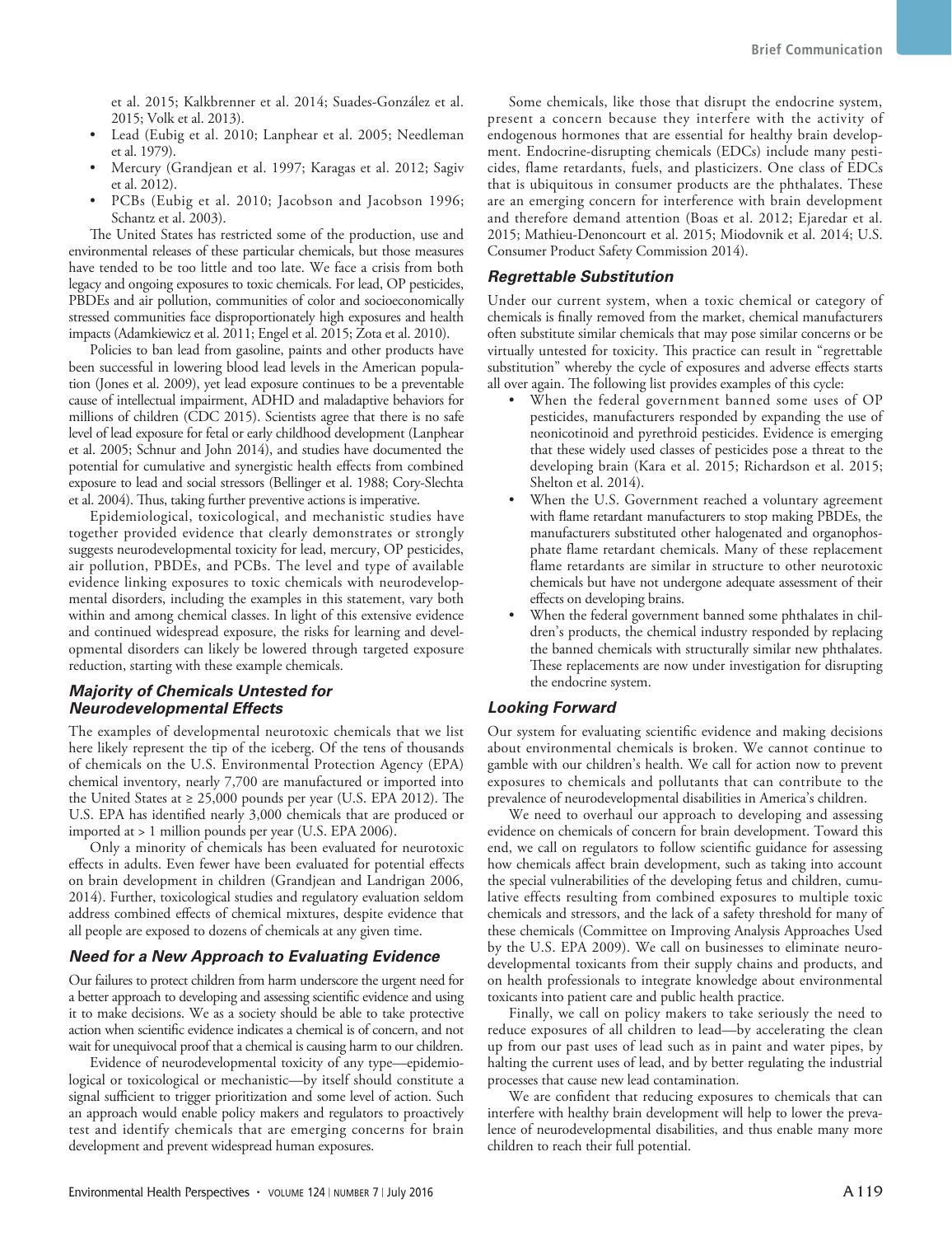et al. 2015; Kalkbrenner et al. 2014; Suades-González et al. 2015; Volk et al. 2013).

- Lead (Eubig et al. 2010; Lanphear et al. 2005; Needleman et al. 1979).
- Mercury (Grandjean et al. 1997; Karagas et al. 2012; Sagiv et al. 2012).
- PCBs (Eubig et al. 2010; Jacobson and Jacobson 1996; Schantz et al. 2003).

The United States has restricted some of the production, use and environmental releases of these particular chemicals, but those measures have tended to be too little and too late. We face a crisis from both legacy and ongoing exposures to toxic chemicals. For lead, OP pesticides, PBDEs and air pollution, communities of color and socioeconomically stressed communities face disproportionately high exposures and health impacts (Adamkiewicz et al. 2011; Engel et al. 2015; Zota et al. 2010).

Policies to ban lead from gasoline, paints and other products have been successful in lowering blood lead levels in the American population (Jones et al. 2009), yet lead exposure continues to be a preventable cause of intellectual impairment, ADHD and maladaptive behaviors for millions of children (CDC 2015). Scientists agree that there is no safe level of lead exposure for fetal or early childhood development (Lanphear et al. 2005; Schnur and John 2014), and studies have documented the potential for cumulative and synergistic health effects from combined exposure to lead and social stressors (Bellinger et al. 1988; Cory-Slechta et al. 2004). Thus, taking further preventive actions is imperative.

Epidemiological, toxicological, and mechanistic studies have together provided evidence that clearly demonstrates or strongly suggests neurodevelopmental toxicity for lead, mercury, OP pesticides, air pollution, PBDEs, and PCBs. The level and type of available evidence linking exposures to toxic chemicals with neurodevelopmental disorders, including the examples in this statement, vary both within and among chemical classes. In light of this extensive evidence and continued widespread exposure, the risks for learning and developmental disorders can likely be lowered through targeted exposure reduction, starting with these example chemicals.

### *Majority of Chemicals Untested for Neurodevelopmental Effects*

The examples of developmental neurotoxic chemicals that we list here likely represent the tip of the iceberg. Of the tens of thousands of chemicals on the U.S. Environmental Protection Agency (EPA) chemical inventory, nearly 7,700 are manufactured or imported into the United States at ≥ 25,000 pounds per year (U.S. EPA 2012). The U.S. EPA has identified nearly 3,000 chemicals that are produced or imported at > 1 million pounds per year (U.S. EPA 2006).

Only a minority of chemicals has been evaluated for neurotoxic effects in adults. Even fewer have been evaluated for potential effects on brain development in children (Grandjean and Landrigan 2006, 2014). Further, toxicological studies and regulatory evaluation seldom address combined effects of chemical mixtures, despite evidence that all people are exposed to dozens of chemicals at any given time.

### *Need for a New Approach to Evaluating Evidence*

Our failures to protect children from harm underscore the urgent need for a better approach to developing and assessing scientific evidence and using it to make decisions. We as a society should be able to take protective action when scientific evidence indicates a chemical is of concern, and not wait for unequivocal proof that a chemical is causing harm to our children.

Evidence of neurodevelopmental toxicity of any type—epidemiological or toxicological or mechanistic—by itself should constitute a signal sufficient to trigger prioritization and some level of action. Such an approach would enable policy makers and regulators to proactively test and identify chemicals that are emerging concerns for brain development and prevent widespread human exposures.

Some chemicals, like those that disrupt the endocrine system, present a concern because they interfere with the activity of endogenous hormones that are essential for healthy brain development. Endocrine-disrupting chemicals (EDCs) include many pesticides, flame retardants, fuels, and plasticizers. One class of EDCs that is ubiquitous in consumer products are the phthalates. These are an emerging concern for interference with brain development and therefore demand attention (Boas et al. 2012; Ejaredar et al. 2015; Mathieu-Denoncourt et al. 2015; Miodovnik et al. 2014; U.S. Consumer Product Safety Commission 2014).

### *Regrettable Substitution*

Under our current system, when a toxic chemical or category of chemicals is finally removed from the market, chemical manufacturers often substitute similar chemicals that may pose similar concerns or be virtually untested for toxicity. This practice can result in "regrettable substitution" whereby the cycle of exposures and adverse effects starts all over again. The following list provides examples of this cycle:

- When the federal government banned some uses of OP pesticides, manufacturers responded by expanding the use of neonicotinoid and pyrethroid pesticides. Evidence is emerging that these widely used classes of pesticides pose a threat to the developing brain (Kara et al. 2015; Richardson et al. 2015; Shelton et al. 2014).
- When the U.S. Government reached a voluntary agreement with flame retardant manufacturers to stop making PBDEs, the manufacturers substituted other halogenated and organophosphate flame retardant chemicals. Many of these replacement flame retardants are similar in structure to other neurotoxic chemicals but have not undergone adequate assessment of their effects on developing brains.
- When the federal government banned some phthalates in children's products, the chemical industry responded by replacing the banned chemicals with structurally similar new phthalates. These replacements are now under investigation for disrupting the endocrine system.

### *Looking Forward*

Our system for evaluating scientific evidence and making decisions about environmental chemicals is broken. We cannot continue to gamble with our children's health. We call for action now to prevent exposures to chemicals and pollutants that can contribute to the prevalence of neurodevelopmental disabilities in America's children.

We need to overhaul our approach to developing and assessing evidence on chemicals of concern for brain development. Toward this end, we call on regulators to follow scientific guidance for assessing how chemicals affect brain development, such as taking into account the special vulnerabilities of the developing fetus and children, cumulative effects resulting from combined exposures to multiple toxic chemicals and stressors, and the lack of a safety threshold for many of these chemicals (Committee on Improving Analysis Approaches Used by the U.S. EPA 2009). We call on businesses to eliminate neurodevelopmental toxicants from their supply chains and products, and on health professionals to integrate knowledge about environmental toxicants into patient care and public health practice.

Finally, we call on policy makers to take seriously the need to reduce exposures of all children to lead—by accelerating the clean up from our past uses of lead such as in paint and water pipes, by halting the current uses of lead, and by better regulating the industrial processes that cause new lead contamination.

We are confident that reducing exposures to chemicals that can interfere with healthy brain development will help to lower the prevalence of neurodevelopmental disabilities, and thus enable many more children to reach their full potential.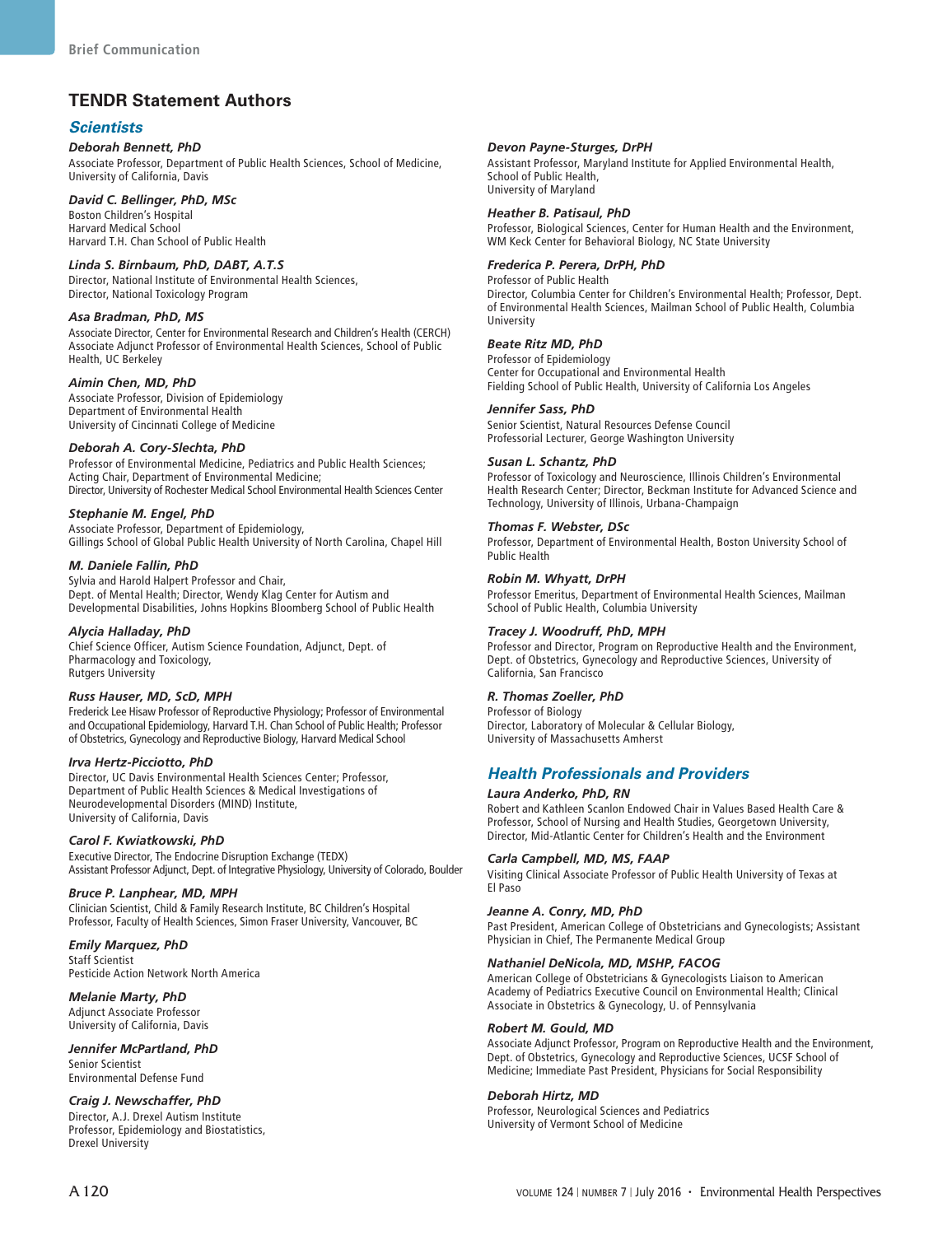## TENDR Statement Authors

### *Scientists*

***Deborah Bennett, PhD***
Associate Professor, Department of Public Health Sciences, School of Medicine, University of California, Davis

***David C. Bellinger, PhD, MSc***
Boston Children's Hospital
Harvard Medical School
Harvard T.H. Chan School of Public Health

***Linda S. Birnbaum, PhD, DABT, A.T.S***
Director, National Institute of Environmental Health Sciences,
Director, National Toxicology Program

***Asa Bradman, PhD, MS***
Associate Director, Center for Environmental Research and Children's Health (CERCH)
Associate Adjunct Professor of Environmental Health Sciences, School of Public Health, UC Berkeley

***Aimin Chen, MD, PhD***
Associate Professor, Division of Epidemiology
Department of Environmental Health
University of Cincinnati College of Medicine

***Deborah A. Cory-Slechta, PhD***
Professor of Environmental Medicine, Pediatrics and Public Health Sciences;
Acting Chair, Department of Environmental Medicine;
Director, University of Rochester Medical School Environmental Health Sciences Center

***Stephanie M. Engel, PhD***
Associate Professor, Department of Epidemiology,
Gillings School of Global Public Health University of North Carolina, Chapel Hill

***M. Daniele Fallin, PhD***
Sylvia and Harold Halpert Professor and Chair,
Dept. of Mental Health; Director, Wendy Klag Center for Autism and Developmental Disabilities, Johns Hopkins Bloomberg School of Public Health

***Alycia Halladay, PhD***
Chief Science Officer, Autism Science Foundation, Adjunct, Dept. of Pharmacology and Toxicology,
Rutgers University

***Russ Hauser, MD, ScD, MPH***
Frederick Lee Hisaw Professor of Reproductive Physiology; Professor of Environmental and Occupational Epidemiology, Harvard T.H. Chan School of Public Health; Professor of Obstetrics, Gynecology and Reproductive Biology, Harvard Medical School

***Irva Hertz-Picciotto, PhD***
Director, UC Davis Environmental Health Sciences Center; Professor,
Department of Public Health Sciences & Medical Investigations of Neurodevelopmental Disorders (MIND) Institute,
University of California, Davis

***Carol F. Kwiatkowski, PhD***
Executive Director, The Endocrine Disruption Exchange (TEDX)
Assistant Professor Adjunct, Dept. of Integrative Physiology, University of Colorado, Boulder

***Bruce P. Lanphear, MD, MPH***
Clinician Scientist, Child & Family Research Institute, BC Children's Hospital
Professor, Faculty of Health Sciences, Simon Fraser University, Vancouver, BC

***Emily Marquez, PhD***
Staff Scientist
Pesticide Action Network North America

***Melanie Marty, PhD***
Adjunct Associate Professor
University of California, Davis

***Jennifer McPartland, PhD***
Senior Scientist
Environmental Defense Fund

***Craig J. Newschaffer, PhD***
Director, A.J. Drexel Autism Institute
Professor, Epidemiology and Biostatistics,
Drexel University

***Devon Payne-Sturges, DrPH***
Assistant Professor, Maryland Institute for Applied Environmental Health,
School of Public Health,
University of Maryland

***Heather B. Patisaul, PhD***
Professor, Biological Sciences, Center for Human Health and the Environment,
WM Keck Center for Behavioral Biology, NC State University

***Frederica P. Perera, DrPH, PhD***
Professor of Public Health
Director, Columbia Center for Children's Environmental Health; Professor, Dept. of Environmental Health Sciences, Mailman School of Public Health, Columbia University

***Beate Ritz MD, PhD***
Professor of Epidemiology
Center for Occupational and Environmental Health
Fielding School of Public Health, University of California Los Angeles

***Jennifer Sass, PhD***
Senior Scientist, Natural Resources Defense Council
Professorial Lecturer, George Washington University

***Susan L. Schantz, PhD***
Professor of Toxicology and Neuroscience, Illinois Children's Environmental Health Research Center; Director, Beckman Institute for Advanced Science and Technology, University of Illinois, Urbana-Champaign

***Thomas F. Webster, DSc***
Professor, Department of Environmental Health, Boston University School of Public Health

***Robin M. Whyatt, DrPH***
Professor Emeritus, Department of Environmental Health Sciences, Mailman School of Public Health, Columbia University

***Tracey J. Woodruff, PhD, MPH***
Professor and Director, Program on Reproductive Health and the Environment, Dept. of Obstetrics, Gynecology and Reproductive Sciences, University of California, San Francisco

***R. Thomas Zoeller, PhD***
Professor of Biology
Director, Laboratory of Molecular & Cellular Biology,
University of Massachusetts Amherst

### *Health Professionals and Providers*

***Laura Anderko, PhD, RN***
Robert and Kathleen Scanlon Endowed Chair in Values Based Health Care & Professor, School of Nursing and Health Studies, Georgetown University,
Director, Mid-Atlantic Center for Children's Health and the Environment

***Carla Campbell, MD, MS, FAAP***
Visiting Clinical Associate Professor of Public Health University of Texas at El Paso

***Jeanne A. Conry, MD, PhD***
Past President, American College of Obstetricians and Gynecologists; Assistant Physician in Chief, The Permanente Medical Group

***Nathaniel DeNicola, MD, MSHP, FACOG***
American College of Obstetricians & Gynecologists Liaison to American Academy of Pediatrics Executive Council on Environmental Health; Clinical Associate in Obstetrics & Gynecology, U. of Pennsylvania

***Robert M. Gould, MD***
Associate Adjunct Professor, Program on Reproductive Health and the Environment, Dept. of Obstetrics, Gynecology and Reproductive Sciences, UCSF School of Medicine; Immediate Past President, Physicians for Social Responsibility

***Deborah Hirtz, MD***
Professor, Neurological Sciences and Pediatrics
University of Vermont School of Medicine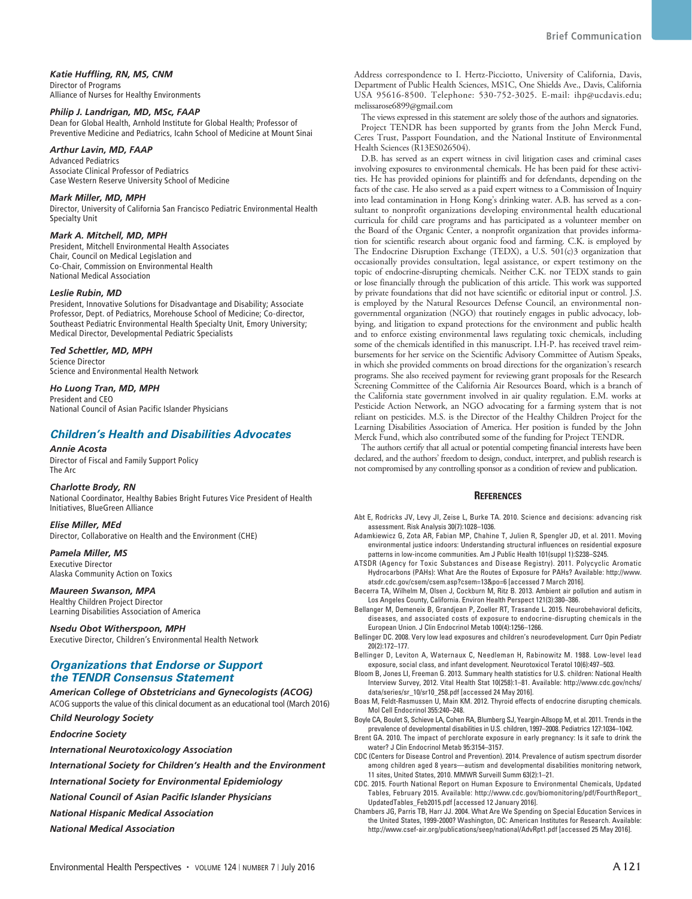***Katie Huffling, RN, MS, CNM***
Director of Programs
Alliance of Nurses for Healthy Environments

***Philip J. Landrigan, MD, MSc, FAAP***
Dean for Global Health, Arnhold Institute for Global Health; Professor of Preventive Medicine and Pediatrics, Icahn School of Medicine at Mount Sinai

***Arthur Lavin, MD, FAAP***
Advanced Pediatrics
Associate Clinical Professor of Pediatrics
Case Western Reserve University School of Medicine

***Mark Miller, MD, MPH***
Director, University of California San Francisco Pediatric Environmental Health Specialty Unit

***Mark A. Mitchell, MD, MPH***
President, Mitchell Environmental Health Associates
Chair, Council on Medical Legislation and
Co-Chair, Commission on Environmental Health
National Medical Association

***Leslie Rubin, MD***
President, Innovative Solutions for Disadvantage and Disability; Associate Professor, Dept. of Pediatrics, Morehouse School of Medicine; Co-director, Southeast Pediatric Environmental Health Specialty Unit, Emory University; Medical Director, Developmental Pediatric Specialists

***Ted Schettler, MD, MPH***
Science Director
Science and Environmental Health Network

***Ho Luong Tran, MD, MPH***
President and CEO
National Council of Asian Pacific Islander Physicians

## *Children's Health and Disabilities Advocates*

***Annie Acosta***
Director of Fiscal and Family Support Policy
The Arc

***Charlotte Brody, RN***
National Coordinator, Healthy Babies Bright Futures Vice President of Health Initiatives, BlueGreen Alliance

***Elise Miller, MEd***
Director, Collaborative on Health and the Environment (CHE)

***Pamela Miller, MS***
Executive Director
Alaska Community Action on Toxics

***Maureen Swanson, MPA***
Healthy Children Project Director
Learning Disabilities Association of America

***Nsedu Obot Witherspoon, MPH***
Executive Director, Children's Environmental Health Network

## *Organizations that Endorse or Support the TENDR Consensus Statement*

***American College of Obstetricians and Gynecologists (ACOG)***
ACOG supports the value of this clinical document as an educational tool (March 2016)

***Child Neurology Society***

***Endocrine Society***

***International Neurotoxicology Association***

***International Society for Children's Health and the Environment***

***International Society for Environmental Epidemiology***

***National Council of Asian Pacific Islander Physicians***

***National Hispanic Medical Association***

***National Medical Association***

Address correspondence to I. Hertz-Picciotto, University of California, Davis, Department of Public Health Sciences, MS1C, One Shields Ave., Davis, California USA 95616-8500. Telephone: 530-752-3025. E-mail: ihp@ucdavis.edu; melissarose6899@gmail.com

The views expressed in this statement are solely those of the authors and signatories.

Project TENDR has been supported by grants from the John Merck Fund, Ceres Trust, Passport Foundation, and the National Institute of Environmental Health Sciences (R13ES026504).

D.B. has served as an expert witness in civil litigation cases and criminal cases involving exposures to environmental chemicals. He has been paid for these activities. He has provided opinions for plaintiffs and for defendants, depending on the facts of the case. He also served as a paid expert witness to a Commission of Inquiry into lead contamination in Hong Kong's drinking water. A.B. has served as a consultant to nonprofit organizations developing environmental health educational curricula for child care programs and has participated as a volunteer member on the Board of the Organic Center, a nonprofit organization that provides information for scientific research about organic food and farming. C.K. is employed by The Endocrine Disruption Exchange (TEDX), a U.S. 501(c)3 organization that occasionally provides consultation, legal assistance, or expert testimony on the topic of endocrine-disrupting chemicals. Neither C.K. nor TEDX stands to gain or lose financially through the publication of this article. This work was supported by private foundations that did not have scientific or editorial input or control. J.S. is employed by the Natural Resources Defense Council, an environmental nongovernmental organization (NGO) that routinely engages in public advocacy, lobbying, and litigation to expand protections for the environment and public health and to enforce existing environmental laws regulating toxic chemicals, including some of the chemicals identified in this manuscript. I.H-P. has received travel reimbursements for her service on the Scientific Advisory Committee of Autism Speaks, in which she provided comments on broad directions for the organization's research programs. She also received payment for reviewing grant proposals for the Research Screening Committee of the California Air Resources Board, which is a branch of the California state government involved in air quality regulation. E.M. works at Pesticide Action Network, an NGO advocating for a farming system that is not reliant on pesticides. M.S. is the Director of the Healthy Children Project for the Learning Disabilities Association of America. Her position is funded by the John Merck Fund, which also contributed some of the funding for Project TENDR.

The authors certify that all actual or potential competing financial interests have been declared, and the authors' freedom to design, conduct, interpret, and publish research is not compromised by any controlling sponsor as a condition of review and publication.

## References

Abt E, Rodricks JV, Levy JI, Zeise L, Burke TA. 2010. Science and decisions: advancing risk assessment. Risk Analysis 30(7):1028–1036.

Adamkiewicz G, Zota AR, Fabian MP, Chahine T, Julien R, Spengler JD, et al. 2011. Moving environmental justice indoors: Understanding structural influences on residential exposure patterns in low-income communities. Am J Public Health 101(suppl 1):S238–S245.

ATSDR (Agency for Toxic Substances and Disease Registry). 2011. Polycyclic Aromatic Hydrocarbons (PAHs): What Are the Routes of Exposure for PAHs? Available: http://www.atsdr.cdc.gov/csem/csem.asp?csem=13&po=6 [accessed 7 March 2016].

Becerra TA, Wilhelm M, Olsen J, Cockburn M, Ritz B. 2013. Ambient air pollution and autism in Los Angeles County, California. Environ Health Perspect 121(3):380–386.

Bellanger M, Demeneix B, Grandjean P, Zoeller RT, Trasande L. 2015. Neurobehavioral deficits, diseases, and associated costs of exposure to endocrine-disrupting chemicals in the European Union. J Clin Endocrinol Metab 100(4):1256–1266.

Bellinger DC. 2008. Very low lead exposures and children's neurodevelopment. Curr Opin Pediatr 20(2):172–177.

Bellinger D, Leviton A, Waternaux C, Needleman H, Rabinowitz M. 1988. Low-level lead exposure, social class, and infant development. Neurotoxicol Teratol 10(6):497–503.

Bloom B, Jones LI, Freeman G. 2013. Summary health statistics for U.S. children: National Health Interview Survey, 2012. Vital Health Stat 10(258):1–81. Available: http://www.cdc.gov/nchs/data/series/sr_10/sr10_258.pdf [accessed 24 May 2016].

Boas M, Feldt-Rasmussen U, Main KM. 2012. Thyroid effects of endocrine disrupting chemicals. Mol Cell Endocrinol 355:240–248.

Boyle CA, Boulet S, Schieve LA, Cohen RA, Blumberg SJ, Yeargin-Allsopp M, et al. 2011. Trends in the prevalence of developmental disabilities in U.S. children, 1997–2008. Pediatrics 127:1034–1042.

Brent GA. 2010. The impact of perchlorate exposure in early pregnancy: Is it safe to drink the water? J Clin Endocrinol Metab 95:3154–3157.

CDC (Centers for Disease Control and Prevention). 2014. Prevalence of autism spectrum disorder among children aged 8 years—autism and developmental disabilities monitoring network, 11 sites, United States, 2010. MMWR Surveill Summ 63(2):1–21.

CDC. 2015. Fourth National Report on Human Exposure to Environmental Chemicals, Updated Tables, February 2015. Available: http://www.cdc.gov/biomonitoring/pdf/FourthReport_UpdatedTables_Feb2015.pdf [accessed 12 January 2016].

Chambers JG, Parris TB, Harr JJ. 2004. What Are We Spending on Special Education Services in the United States, 1999-2000? Washington, DC: American Institutes for Research. Available: http://www.csef-air.org/publications/seep/national/AdvRpt1.pdf [accessed 25 May 2016].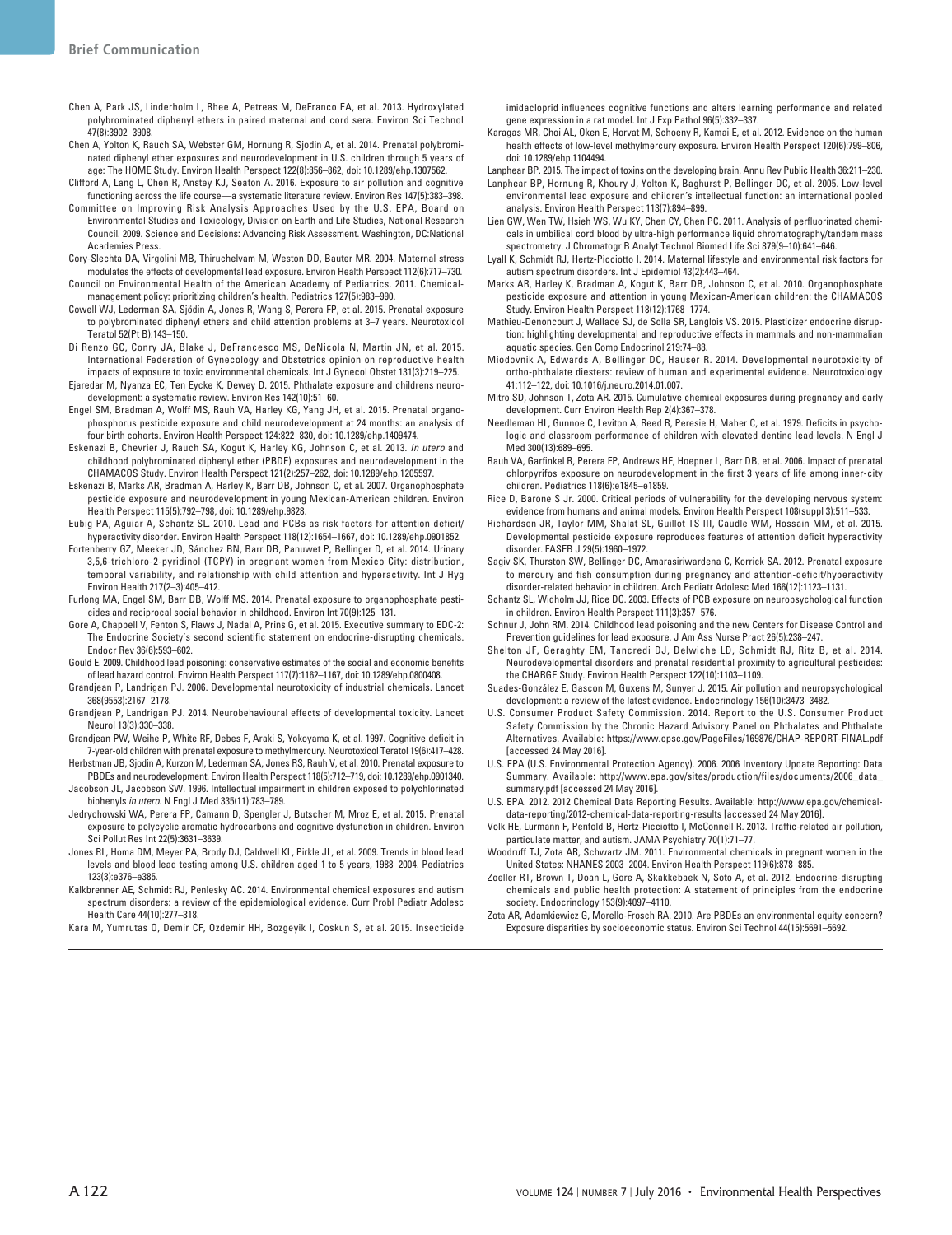Chen A, Park JS, Linderholm L, Rhee A, Petreas M, DeFranco EA, et al. 2013. Hydroxylated polybrominated diphenyl ethers in paired maternal and cord sera. Environ Sci Technol 47(8):3902–3908.

Chen A, Yolton K, Rauch SA, Webster GM, Hornung R, Sjodin A, et al. 2014. Prenatal polybrominated diphenyl ether exposures and neurodevelopment in U.S. children through 5 years of age: The HOME Study. Environ Health Perspect 122(8):856–862, doi: 10.1289/ehp.1307562.

Clifford A, Lang L, Chen R, Anstey KJ, Seaton A. 2016. Exposure to air pollution and cognitive functioning across the life course—a systematic literature review. Environ Res 147(5):383–398.

Committee on Improving Risk Analysis Approaches Used by the U.S. EPA, Board on Environmental Studies and Toxicology, Division on Earth and Life Studies, National Research Council. 2009. Science and Decisions: Advancing Risk Assessment. Washington, DC:National Academies Press.

Cory-Slechta DA, Virgolini MB, Thiruchelvam M, Weston DD, Bauter MR. 2004. Maternal stress modulates the effects of developmental lead exposure. Environ Health Perspect 112(6):717–730.

Council on Environmental Health of the American Academy of Pediatrics. 2011. Chemical-management policy: prioritizing children's health. Pediatrics 127(5):983–990.

Cowell WJ, Lederman SA, Sjödin A, Jones R, Wang S, Perera FP, et al. 2015. Prenatal exposure to polybrominated diphenyl ethers and child attention problems at 3–7 years. Neurotoxicol Teratol 52(Pt B):143–150.

Di Renzo GC, Conry JA, Blake J, DeFrancesco MS, DeNicola N, Martin JN, et al. 2015. International Federation of Gynecology and Obstetrics opinion on reproductive health impacts of exposure to toxic environmental chemicals. Int J Gynecol Obstet 131(3):219–225.

Ejaredar M, Nyanza EC, Ten Eycke K, Dewey D. 2015. Phthalate exposure and childrens neurodevelopment: a systematic review. Environ Res 142(10):51–60.

Engel SM, Bradman A, Wolff MS, Rauh VA, Harley KG, Yang JH, et al. 2015. Prenatal organophosphorus pesticide exposure and child neurodevelopment at 24 months: an analysis of four birth cohorts. Environ Health Perspect 124:822–830, doi: 10.1289/ehp.1409474.

Eskenazi B, Chevrier J, Rauch SA, Kogut K, Harley KG, Johnson C, et al. 2013. *In utero* and childhood polybrominated diphenyl ether (PBDE) exposures and neurodevelopment in the CHAMACOS Study. Environ Health Perspect 121(2):257–262, doi: 10.1289/ehp.1205597.

Eskenazi B, Marks AR, Bradman A, Harley K, Barr DB, Johnson C, et al. 2007. Organophosphate pesticide exposure and neurodevelopment in young Mexican-American children. Environ Health Perspect 115(5):792–798, doi: 10.1289/ehp.9828.

Eubig PA, Aguiar A, Schantz SL. 2010. Lead and PCBs as risk factors for attention deficit/hyperactivity disorder. Environ Health Perspect 118(12):1654–1667, doi: 10.1289/ehp.0901852.

Fortenberry GZ, Meeker JD, Sánchez BN, Barr DB, Panuwet P, Bellinger D, et al. 2014. Urinary 3,5,6-trichloro-2-pyridinol (TCPY) in pregnant women from Mexico City: distribution, temporal variability, and relationship with child attention and hyperactivity. Int J Hyg Environ Health 217(2–3):405–412.

Furlong MA, Engel SM, Barr DB, Wolff MS. 2014. Prenatal exposure to organophosphate pesticides and reciprocal social behavior in childhood. Environ Int 70(9):125–131.

Gore A, Chappell V, Fenton S, Flaws J, Nadal A, Prins G, et al. 2015. Executive summary to EDC-2: The Endocrine Society's second scientific statement on endocrine-disrupting chemicals. Endocr Rev 36(6):593–602.

Gould E. 2009. Childhood lead poisoning: conservative estimates of the social and economic benefits of lead hazard control. Environ Health Perspect 117(7):1162–1167, doi: 10.1289/ehp.0800408.

Grandjean P, Landrigan PJ. 2006. Developmental neurotoxicity of industrial chemicals. Lancet 368(9553):2167–2178.

Grandjean P, Landrigan PJ. 2014. Neurobehavioural effects of developmental toxicity. Lancet Neurol 13(3):330–338.

Grandjean PW, Weihe P, White RF, Debes F, Araki S, Yokoyama K, et al. 1997. Cognitive deficit in 7-year-old children with prenatal exposure to methylmercury. Neurotoxicol Teratol 19(6):417–428.

Herbstman JB, Sjodin A, Kurzon M, Lederman SA, Jones RS, Rauh V, et al. 2010. Prenatal exposure to PBDEs and neurodevelopment. Environ Health Perspect 118(5):712–719, doi: 10.1289/ehp.0901340.

Jacobson JL, Jacobson SW. 1996. Intellectual impairment in children exposed to polychlorinated biphenyls *in utero*. N Engl J Med 335(11):783–789.

Jedrychowski WA, Perera FP, Camann D, Spengler J, Butscher M, Mroz E, et al. 2015. Prenatal exposure to polycyclic aromatic hydrocarbons and cognitive dysfunction in children. Environ Sci Pollut Res Int 22(5):3631–3639.

Jones RL, Homa DM, Meyer PA, Brody DJ, Caldwell KL, Pirkle JL, et al. 2009. Trends in blood lead levels and blood lead testing among U.S. children aged 1 to 5 years, 1988–2004. Pediatrics 123(3):e376–e385.

Kalkbrenner AE, Schmidt RJ, Penlesky AC. 2014. Environmental chemical exposures and autism spectrum disorders: a review of the epidemiological evidence. Curr Probl Pediatr Adolesc Health Care 44(10):277–318.

Kara M, Yumrutas O, Demir CF, Ozdemir HH, Bozgeyik I, Coskun S, et al. 2015. Insecticide imidacloprid influences cognitive functions and alters learning performance and related gene expression in a rat model. Int J Exp Pathol 96(5):332–337.

Karagas MR, Choi AL, Oken E, Horvat M, Schoeny R, Kamai E, et al. 2012. Evidence on the human health effects of low-level methylmercury exposure. Environ Health Perspect 120(6):799–806, doi: 10.1289/ehp.1104494.

Lanphear BP. 2015. The impact of toxins on the developing brain. Annu Rev Public Health 36:211–230.

Lanphear BP, Hornung R, Khoury J, Yolton K, Baghurst P, Bellinger DC, et al. 2005. Low-level environmental lead exposure and children's intellectual function: an international pooled analysis. Environ Health Perspect 113(7):894–899.

Lien GW, Wen TW, Hsieh WS, Wu KY, Chen CY, Chen PC. 2011. Analysis of perfluorinated chemicals in umbilical cord blood by ultra-high performance liquid chromatography/tandem mass spectrometry. J Chromatogr B Analyt Technol Biomed Life Sci 879(9–10):641–646.

Lyall K, Schmidt RJ, Hertz-Picciotto I. 2014. Maternal lifestyle and environmental risk factors for autism spectrum disorders. Int J Epidemiol 43(2):443–464.

Marks AR, Harley K, Bradman A, Kogut K, Barr DB, Johnson C, et al. 2010. Organophosphate pesticide exposure and attention in young Mexican-American children: the CHAMACOS Study. Environ Health Perspect 118(12):1768–1774.

Mathieu-Denoncourt J, Wallace SJ, de Solla SR, Langlois VS. 2015. Plasticizer endocrine disruption: highlighting developmental and reproductive effects in mammals and non-mammalian aquatic species. Gen Comp Endocrinol 219:74–88.

Miodovnik A, Edwards A, Bellinger DC, Hauser R. 2014. Developmental neurotoxicity of ortho-phthalate diesters: review of human and experimental evidence. Neurotoxicology 41:112–122, doi: 10.1016/j.neuro.2014.01.007.

Mitro SD, Johnson T, Zota AR. 2015. Cumulative chemical exposures during pregnancy and early development. Curr Environ Health Rep 2(4):367–378.

Needleman HL, Gunnoe C, Leviton A, Reed R, Peresie H, Maher C, et al. 1979. Deficits in psychologic and classroom performance of children with elevated dentine lead levels. N Engl J Med 300(13):689–695.

Rauh VA, Garfinkel R, Perera FP, Andrews HF, Hoepner L, Barr DB, et al. 2006. Impact of prenatal chlorpyrifos exposure on neurodevelopment in the first 3 years of life among inner-city children. Pediatrics 118(6):e1845–e1859.

Rice D, Barone S Jr. 2000. Critical periods of vulnerability for the developing nervous system: evidence from humans and animal models. Environ Health Perspect 108(suppl 3):511–533.

Richardson JR, Taylor MM, Shalat SL, Guillot TS III, Caudle WM, Hossain MM, et al. 2015. Developmental pesticide exposure reproduces features of attention deficit hyperactivity disorder. FASEB J 29(5):1960–1972.

Sagiv SK, Thurston SW, Bellinger DC, Amarasiriwardena C, Korrick SA. 2012. Prenatal exposure to mercury and fish consumption during pregnancy and attention-deficit/hyperactivity disorder-related behavior in children. Arch Pediatr Adolesc Med 166(12):1123–1131.

Schantz SL, Widholm JJ, Rice DC. 2003. Effects of PCB exposure on neuropsychological function in children. Environ Health Perspect 111(3):357–576.

Schnur J, John RM. 2014. Childhood lead poisoning and the new Centers for Disease Control and Prevention guidelines for lead exposure. J Am Ass Nurse Pract 26(5):238–247.

Shelton JF, Geraghty EM, Tancredi DJ, Delwiche LD, Schmidt RJ, Ritz B, et al. 2014. Neurodevelopmental disorders and prenatal residential proximity to agricultural pesticides: the CHARGE Study. Environ Health Perspect 122(10):1103–1109.

Suades-González E, Gascon M, Guxens M, Sunyer J. 2015. Air pollution and neuropsychological development: a review of the latest evidence. Endocrinology 156(10):3473–3482.

U.S. Consumer Product Safety Commission. 2014. Report to the U.S. Consumer Product Safety Commission by the Chronic Hazard Advisory Panel on Phthalates and Phthalate Alternatives. Available: https://www.cpsc.gov/PageFiles/169876/CHAP-REPORT-FINAL.pdf [accessed 24 May 2016].

U.S. EPA (U.S. Environmental Protection Agency). 2006. 2006 Inventory Update Reporting: Data Summary. Available: http://www.epa.gov/sites/production/files/documents/2006_data_summary.pdf [accessed 24 May 2016].

U.S. EPA. 2012. 2012 Chemical Data Reporting Results. Available: http://www.epa.gov/chemical-data-reporting/2012-chemical-data-reporting-results [accessed 24 May 2016].

Volk HE, Lurmann F, Penfold B, Hertz-Picciotto I, McConnell R. 2013. Traffic-related air pollution, particulate matter, and autism. JAMA Psychiatry 70(1):71–77.

Woodruff TJ, Zota AR, Schwartz JM. 2011. Environmental chemicals in pregnant women in the United States: NHANES 2003–2004. Environ Health Perspect 119(6):878–885.

Zoeller RT, Brown T, Doan L, Gore A, Skakkebaek N, Soto A, et al. 2012. Endocrine-disrupting chemicals and public health protection: A statement of principles from the endocrine society. Endocrinology 153(9):4097–4110.

Zota AR, Adamkiewicz G, Morello-Frosch RA. 2010. Are PBDEs an environmental equity concern? Exposure disparities by socioeconomic status. Environ Sci Technol 44(15):5691–5692.